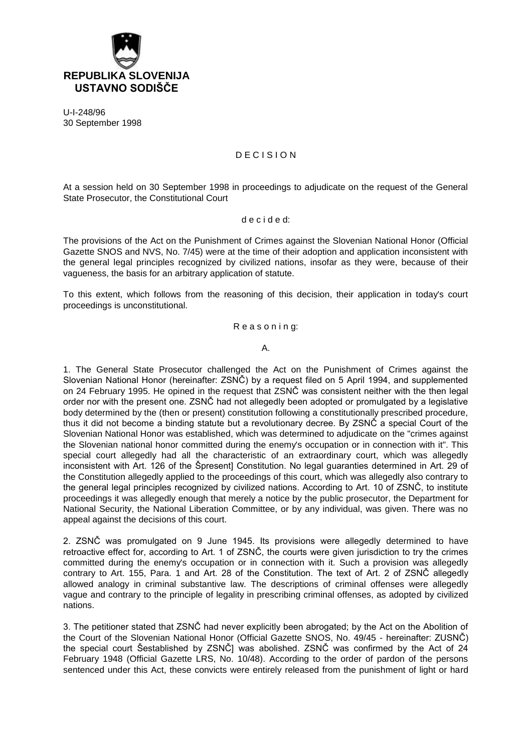**REPUBLIKA SLOVENIJA**
**USTAVNO SODIŠČE**

U-I-248/96
30 September 1998

# D E C I S I O N

At a session held on 30 September 1998 in proceedings to adjudicate on the request of the General State Prosecutor, the Constitutional Court

d e c i d e d:

The provisions of the Act on the Punishment of Crimes against the Slovenian National Honor (Official Gazette SNOS and NVS, No. 7/45) were at the time of their adoption and application inconsistent with the general legal principles recognized by civilized nations, insofar as they were, because of their vagueness, the basis for an arbitrary application of statute.

To this extent, which follows from the reasoning of this decision, their application in today's court proceedings is unconstitutional.

## R e a s o n i n g:

### A.

1. The General State Prosecutor challenged the Act on the Punishment of Crimes against the Slovenian National Honor (hereinafter: ZSNČ) by a request filed on 5 April 1994, and supplemented on 24 February 1995. He opined in the request that ZSNČ was consistent neither with the then legal order nor with the present one. ZSNČ had not allegedly been adopted or promulgated by a legislative body determined by the (then or present) constitution following a constitutionally prescribed procedure, thus it did not become a binding statute but a revolutionary decree. By ZSNČ a special Court of the Slovenian National Honor was established, which was determined to adjudicate on the "crimes against the Slovenian national honor committed during the enemy's occupation or in connection with it". This special court allegedly had all the characteristic of an extraordinary court, which was allegedly inconsistent with Art. 126 of the Špresent] Constitution. No legal guaranties determined in Art. 29 of the Constitution allegedly applied to the proceedings of this court, which was allegedly also contrary to the general legal principles recognized by civilized nations. According to Art. 10 of ZSNČ, to institute proceedings it was allegedly enough that merely a notice by the public prosecutor, the Department for National Security, the National Liberation Committee, or by any individual, was given. There was no appeal against the decisions of this court.

2. ZSNČ was promulgated on 9 June 1945. Its provisions were allegedly determined to have retroactive effect for, according to Art. 1 of ZSNČ, the courts were given jurisdiction to try the crimes committed during the enemy's occupation or in connection with it. Such a provision was allegedly contrary to Art. 155, Para. 1 and Art. 28 of the Constitution. The text of Art. 2 of ZSNČ allegedly allowed analogy in criminal substantive law. The descriptions of criminal offenses were allegedly vague and contrary to the principle of legality in prescribing criminal offenses, as adopted by civilized nations.

3. The petitioner stated that ZSNČ had never explicitly been abrogated; by the Act on the Abolition of the Court of the Slovenian National Honor (Official Gazette SNOS, No. 49/45 - hereinafter: ZUSNČ) the special court Šestablished by ZSNČ] was abolished. ZSNČ was confirmed by the Act of 24 February 1948 (Official Gazette LRS, No. 10/48). According to the order of pardon of the persons sentenced under this Act, these convicts were entirely released from the punishment of light or hard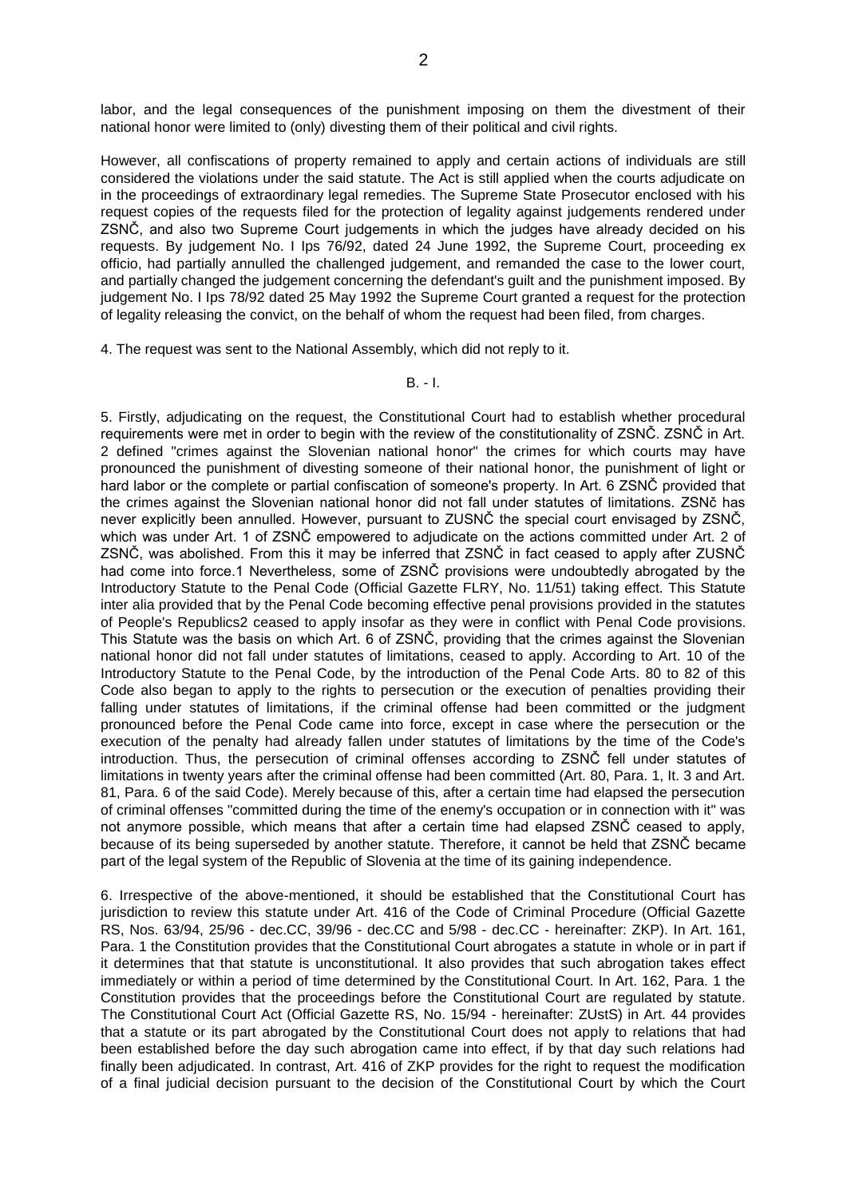labor, and the legal consequences of the punishment imposing on them the divestment of their national honor were limited to (only) divesting them of their political and civil rights.

However, all confiscations of property remained to apply and certain actions of individuals are still considered the violations under the said statute. The Act is still applied when the courts adjudicate on in the proceedings of extraordinary legal remedies. The Supreme State Prosecutor enclosed with his request copies of the requests filed for the protection of legality against judgements rendered under ZSNČ, and also two Supreme Court judgements in which the judges have already decided on his requests. By judgement No. I Ips 76/92, dated 24 June 1992, the Supreme Court, proceeding ex officio, had partially annulled the challenged judgement, and remanded the case to the lower court, and partially changed the judgement concerning the defendant's guilt and the punishment imposed. By judgement No. I Ips 78/92 dated 25 May 1992 the Supreme Court granted a request for the protection of legality releasing the convict, on the behalf of whom the request had been filed, from charges.

4. The request was sent to the National Assembly, which did not reply to it.

B. - I.

5. Firstly, adjudicating on the request, the Constitutional Court had to establish whether procedural requirements were met in order to begin with the review of the constitutionality of ZSNČ. ZSNČ in Art. 2 defined "crimes against the Slovenian national honor" the crimes for which courts may have pronounced the punishment of divesting someone of their national honor, the punishment of light or hard labor or the complete or partial confiscation of someone's property. In Art. 6 ZSNČ provided that the crimes against the Slovenian national honor did not fall under statutes of limitations. ZSNč has never explicitly been annulled. However, pursuant to ZUSNČ the special court envisaged by ZSNČ, which was under Art. 1 of ZSNČ empowered to adjudicate on the actions committed under Art. 2 of ZSNČ, was abolished. From this it may be inferred that ZSNČ in fact ceased to apply after ZUSNČ had come into force.[1] Nevertheless, some of ZSNČ provisions were undoubtedly abrogated by the Introductory Statute to the Penal Code (Official Gazette FLRY, No. 11/51) taking effect. This Statute inter alia provided that by the Penal Code becoming effective penal provisions provided in the statutes of People's Republics[2] ceased to apply insofar as they were in conflict with Penal Code provisions. This Statute was the basis on which Art. 6 of ZSNČ, providing that the crimes against the Slovenian national honor did not fall under statutes of limitations, ceased to apply. According to Art. 10 of the Introductory Statute to the Penal Code, by the introduction of the Penal Code Arts. 80 to 82 of this Code also began to apply to the rights to persecution or the execution of penalties providing their falling under statutes of limitations, if the criminal offense had been committed or the judgment pronounced before the Penal Code came into force, except in case where the persecution or the execution of the penalty had already fallen under statutes of limitations by the time of the Code's introduction. Thus, the persecution of criminal offenses according to ZSNČ fell under statutes of limitations in twenty years after the criminal offense had been committed (Art. 80, Para. 1, It. 3 and Art. 81, Para. 6 of the said Code). Merely because of this, after a certain time had elapsed the persecution of criminal offenses "committed during the time of the enemy's occupation or in connection with it" was not anymore possible, which means that after a certain time had elapsed ZSNČ ceased to apply, because of its being superseded by another statute. Therefore, it cannot be held that ZSNČ became part of the legal system of the Republic of Slovenia at the time of its gaining independence.

6. Irrespective of the above-mentioned, it should be established that the Constitutional Court has jurisdiction to review this statute under Art. 416 of the Code of Criminal Procedure (Official Gazette RS, Nos. 63/94, 25/96 - dec.CC, 39/96 - dec.CC and 5/98 - dec.CC - hereinafter: ZKP). In Art. 161, Para. 1 the Constitution provides that the Constitutional Court abrogates a statute in whole or in part if it determines that that statute is unconstitutional. It also provides that such abrogation takes effect immediately or within a period of time determined by the Constitutional Court. In Art. 162, Para. 1 the Constitution provides that the proceedings before the Constitutional Court are regulated by statute. The Constitutional Court Act (Official Gazette RS, No. 15/94 - hereinafter: ZUstS) in Art. 44 provides that a statute or its part abrogated by the Constitutional Court does not apply to relations that had been established before the day such abrogation came into effect, if by that day such relations had finally been adjudicated. In contrast, Art. 416 of ZKP provides for the right to request the modification of a final judicial decision pursuant to the decision of the Constitutional Court by which the Court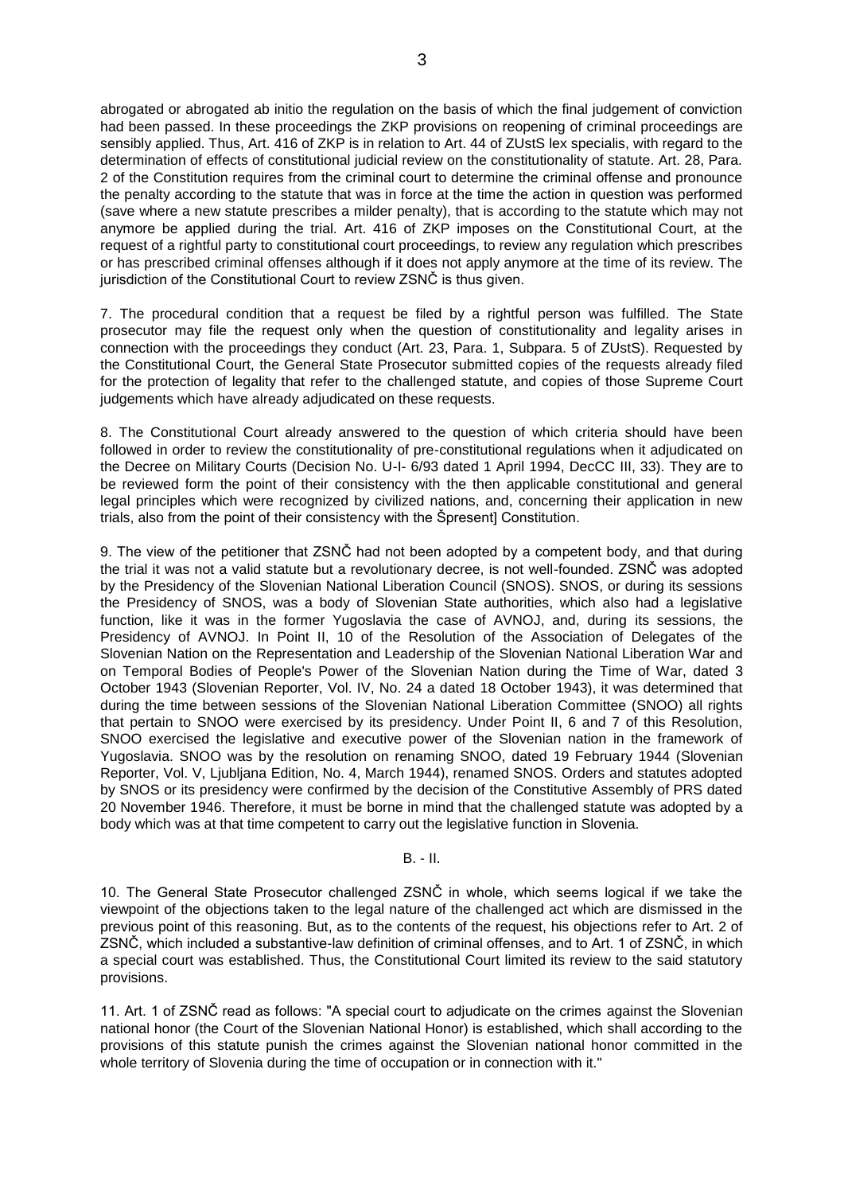abrogated or abrogated ab initio the regulation on the basis of which the final judgement of conviction had been passed. In these proceedings the ZKP provisions on reopening of criminal proceedings are sensibly applied. Thus, Art. 416 of ZKP is in relation to Art. 44 of ZUstS lex specialis, with regard to the determination of effects of constitutional judicial review on the constitutionality of statute. Art. 28, Para. 2 of the Constitution requires from the criminal court to determine the criminal offense and pronounce the penalty according to the statute that was in force at the time the action in question was performed (save where a new statute prescribes a milder penalty), that is according to the statute which may not anymore be applied during the trial. Art. 416 of ZKP imposes on the Constitutional Court, at the request of a rightful party to constitutional court proceedings, to review any regulation which prescribes or has prescribed criminal offenses although if it does not apply anymore at the time of its review. The jurisdiction of the Constitutional Court to review ZSNČ is thus given.

7. The procedural condition that a request be filed by a rightful person was fulfilled. The State prosecutor may file the request only when the question of constitutionality and legality arises in connection with the proceedings they conduct (Art. 23, Para. 1, Subpara. 5 of ZUstS). Requested by the Constitutional Court, the General State Prosecutor submitted copies of the requests already filed for the protection of legality that refer to the challenged statute, and copies of those Supreme Court judgements which have already adjudicated on these requests.

8. The Constitutional Court already answered to the question of which criteria should have been followed in order to review the constitutionality of pre-constitutional regulations when it adjudicated on the Decree on Military Courts (Decision No. U-I- 6/93 dated 1 April 1994, DecCC III, 33). They are to be reviewed form the point of their consistency with the then applicable constitutional and general legal principles which were recognized by civilized nations, and, concerning their application in new trials, also from the point of their consistency with the Špresent] Constitution.

9. The view of the petitioner that ZSNČ had not been adopted by a competent body, and that during the trial it was not a valid statute but a revolutionary decree, is not well-founded. ZSNČ was adopted by the Presidency of the Slovenian National Liberation Council (SNOS). SNOS, or during its sessions the Presidency of SNOS, was a body of Slovenian State authorities, which also had a legislative function, like it was in the former Yugoslavia the case of AVNOJ, and, during its sessions, the Presidency of AVNOJ. In Point II, 10 of the Resolution of the Association of Delegates of the Slovenian Nation on the Representation and Leadership of the Slovenian National Liberation War and on Temporal Bodies of People's Power of the Slovenian Nation during the Time of War, dated 3 October 1943 (Slovenian Reporter, Vol. IV, No. 24 a dated 18 October 1943), it was determined that during the time between sessions of the Slovenian National Liberation Committee (SNOO) all rights that pertain to SNOO were exercised by its presidency. Under Point II, 6 and 7 of this Resolution, SNOO exercised the legislative and executive power of the Slovenian nation in the framework of Yugoslavia. SNOO was by the resolution on renaming SNOO, dated 19 February 1944 (Slovenian Reporter, Vol. V, Ljubljana Edition, No. 4, March 1944), renamed SNOS. Orders and statutes adopted by SNOS or its presidency were confirmed by the decision of the Constitutive Assembly of PRS dated 20 November 1946. Therefore, it must be borne in mind that the challenged statute was adopted by a body which was at that time competent to carry out the legislative function in Slovenia.

B. - II.

10. The General State Prosecutor challenged ZSNČ in whole, which seems logical if we take the viewpoint of the objections taken to the legal nature of the challenged act which are dismissed in the previous point of this reasoning. But, as to the contents of the request, his objections refer to Art. 2 of ZSNČ, which included a substantive-law definition of criminal offenses, and to Art. 1 of ZSNČ, in which a special court was established. Thus, the Constitutional Court limited its review to the said statutory provisions.

11. Art. 1 of ZSNČ read as follows: "A special court to adjudicate on the crimes against the Slovenian national honor (the Court of the Slovenian National Honor) is established, which shall according to the provisions of this statute punish the crimes against the Slovenian national honor committed in the whole territory of Slovenia during the time of occupation or in connection with it."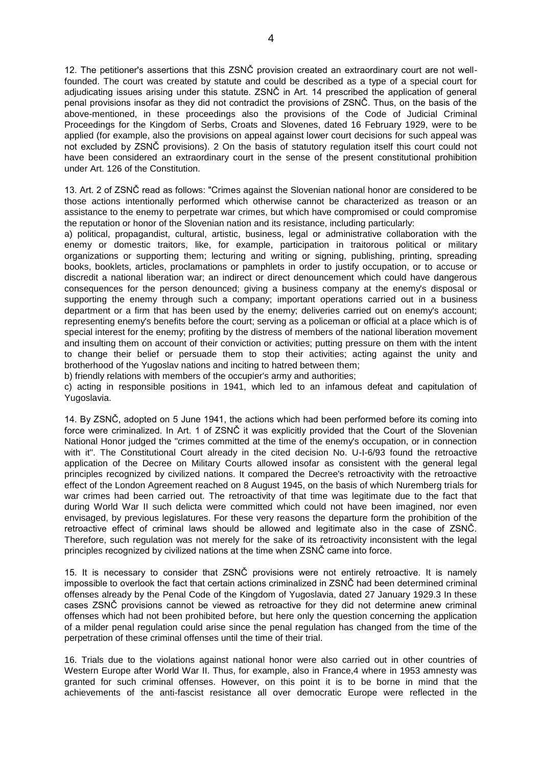12. The petitioner's assertions that this ZSNČ provision created an extraordinary court are not well-founded. The court was created by statute and could be described as a type of a special court for adjudicating issues arising under this statute. ZSNČ in Art. 14 prescribed the application of general penal provisions insofar as they did not contradict the provisions of ZSNČ. Thus, on the basis of the above-mentioned, in these proceedings also the provisions of the Code of Judicial Criminal Proceedings for the Kingdom of Serbs, Croats and Slovenes, dated 16 February 1929, were to be applied (for example, also the provisions on appeal against lower court decisions for such appeal was not excluded by ZSNČ provisions). 2 On the basis of statutory regulation itself this court could not have been considered an extraordinary court in the sense of the present constitutional prohibition under Art. 126 of the Constitution.

13. Art. 2 of ZSNČ read as follows: "Crimes against the Slovenian national honor are considered to be those actions intentionally performed which otherwise cannot be characterized as treason or an assistance to the enemy to perpetrate war crimes, but which have compromised or could compromise the reputation or honor of the Slovenian nation and its resistance, including particularly:

a) political, propagandist, cultural, artistic, business, legal or administrative collaboration with the enemy or domestic traitors, like, for example, participation in traitorous political or military organizations or supporting them; lecturing and writing or signing, publishing, printing, spreading books, booklets, articles, proclamations or pamphlets in order to justify occupation, or to accuse or discredit a national liberation war; an indirect or direct denouncement which could have dangerous consequences for the person denounced; giving a business company at the enemy's disposal or supporting the enemy through such a company; important operations carried out in a business department or a firm that has been used by the enemy; deliveries carried out on enemy's account; representing enemy's benefits before the court; serving as a policeman or official at a place which is of special interest for the enemy; profiting by the distress of members of the national liberation movement and insulting them on account of their conviction or activities; putting pressure on them with the intent to change their belief or persuade them to stop their activities; acting against the unity and brotherhood of the Yugoslav nations and inciting to hatred between them;

b) friendly relations with members of the occupier's army and authorities;

c) acting in responsible positions in 1941, which led to an infamous defeat and capitulation of Yugoslavia.

14. By ZSNČ, adopted on 5 June 1941, the actions which had been performed before its coming into force were criminalized. In Art. 1 of ZSNČ it was explicitly provided that the Court of the Slovenian National Honor judged the "crimes committed at the time of the enemy's occupation, or in connection with it". The Constitutional Court already in the cited decision No. U-I-6/93 found the retroactive application of the Decree on Military Courts allowed insofar as consistent with the general legal principles recognized by civilized nations. It compared the Decree's retroactivity with the retroactive effect of the London Agreement reached on 8 August 1945, on the basis of which Nuremberg trials for war crimes had been carried out. The retroactivity of that time was legitimate due to the fact that during World War II such delicta were committed which could not have been imagined, nor even envisaged, by previous legislatures. For these very reasons the departure form the prohibition of the retroactive effect of criminal laws should be allowed and legitimate also in the case of ZSNČ. Therefore, such regulation was not merely for the sake of its retroactivity inconsistent with the legal principles recognized by civilized nations at the time when ZSNČ came into force.

15. It is necessary to consider that ZSNČ provisions were not entirely retroactive. It is namely impossible to overlook the fact that certain actions criminalized in ZSNČ had been determined criminal offenses already by the Penal Code of the Kingdom of Yugoslavia, dated 27 January 1929.3 In these cases ZSNČ provisions cannot be viewed as retroactive for they did not determine anew criminal offenses which had not been prohibited before, but here only the question concerning the application of a milder penal regulation could arise since the penal regulation has changed from the time of the perpetration of these criminal offenses until the time of their trial.

16. Trials due to the violations against national honor were also carried out in other countries of Western Europe after World War II. Thus, for example, also in France,4 where in 1953 amnesty was granted for such criminal offenses. However, on this point it is to be borne in mind that the achievements of the anti-fascist resistance all over democratic Europe were reflected in the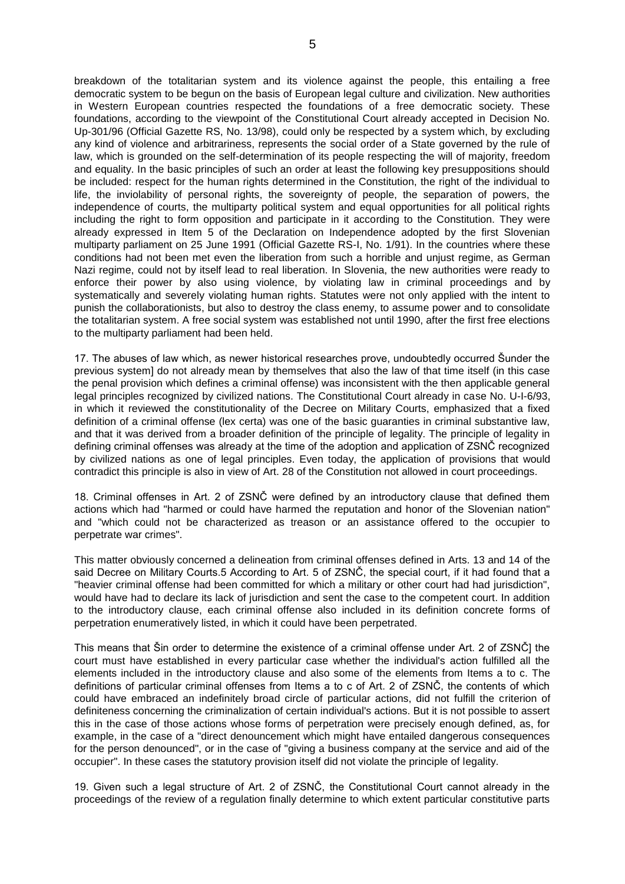breakdown of the totalitarian system and its violence against the people, this entailing a free democratic system to be begun on the basis of European legal culture and civilization. New authorities in Western European countries respected the foundations of a free democratic society. These foundations, according to the viewpoint of the Constitutional Court already accepted in Decision No. Up-301/96 (Official Gazette RS, No. 13/98), could only be respected by a system which, by excluding any kind of violence and arbitrariness, represents the social order of a State governed by the rule of law, which is grounded on the self-determination of its people respecting the will of majority, freedom and equality. In the basic principles of such an order at least the following key presuppositions should be included: respect for the human rights determined in the Constitution, the right of the individual to life, the inviolability of personal rights, the sovereignty of people, the separation of powers, the independence of courts, the multiparty political system and equal opportunities for all political rights including the right to form opposition and participate in it according to the Constitution. They were already expressed in Item 5 of the Declaration on Independence adopted by the first Slovenian multiparty parliament on 25 June 1991 (Official Gazette RS-I, No. 1/91). In the countries where these conditions had not been met even the liberation from such a horrible and unjust regime, as German Nazi regime, could not by itself lead to real liberation. In Slovenia, the new authorities were ready to enforce their power by also using violence, by violating law in criminal proceedings and by systematically and severely violating human rights. Statutes were not only applied with the intent to punish the collaborationists, but also to destroy the class enemy, to assume power and to consolidate the totalitarian system. A free social system was established not until 1990, after the first free elections to the multiparty parliament had been held.

17. The abuses of law which, as newer historical researches prove, undoubtedly occurred Šunder the previous system] do not already mean by themselves that also the law of that time itself (in this case the penal provision which defines a criminal offense) was inconsistent with the then applicable general legal principles recognized by civilized nations. The Constitutional Court already in case No. U-I-6/93, in which it reviewed the constitutionality of the Decree on Military Courts, emphasized that a fixed definition of a criminal offense (lex certa) was one of the basic guaranties in criminal substantive law, and that it was derived from a broader definition of the principle of legality. The principle of legality in defining criminal offenses was already at the time of the adoption and application of ZSNČ recognized by civilized nations as one of legal principles. Even today, the application of provisions that would contradict this principle is also in view of Art. 28 of the Constitution not allowed in court proceedings.

18. Criminal offenses in Art. 2 of ZSNČ were defined by an introductory clause that defined them actions which had "harmed or could have harmed the reputation and honor of the Slovenian nation" and "which could not be characterized as treason or an assistance offered to the occupier to perpetrate war crimes".

This matter obviously concerned a delineation from criminal offenses defined in Arts. 13 and 14 of the said Decree on Military Courts.5 According to Art. 5 of ZSNČ, the special court, if it had found that a "heavier criminal offense had been committed for which a military or other court had had jurisdiction", would have had to declare its lack of jurisdiction and sent the case to the competent court. In addition to the introductory clause, each criminal offense also included in its definition concrete forms of perpetration enumeratively listed, in which it could have been perpetrated.

This means that Šin order to determine the existence of a criminal offense under Art. 2 of ZSNČ] the court must have established in every particular case whether the individual's action fulfilled all the elements included in the introductory clause and also some of the elements from Items a to c. The definitions of particular criminal offenses from Items a to c of Art. 2 of ZSNČ, the contents of which could have embraced an indefinitely broad circle of particular actions, did not fulfill the criterion of definiteness concerning the criminalization of certain individual's actions. But it is not possible to assert this in the case of those actions whose forms of perpetration were precisely enough defined, as, for example, in the case of a "direct denouncement which might have entailed dangerous consequences for the person denounced", or in the case of "giving a business company at the service and aid of the occupier". In these cases the statutory provision itself did not violate the principle of legality.

19. Given such a legal structure of Art. 2 of ZSNČ, the Constitutional Court cannot already in the proceedings of the review of a regulation finally determine to which extent particular constitutive parts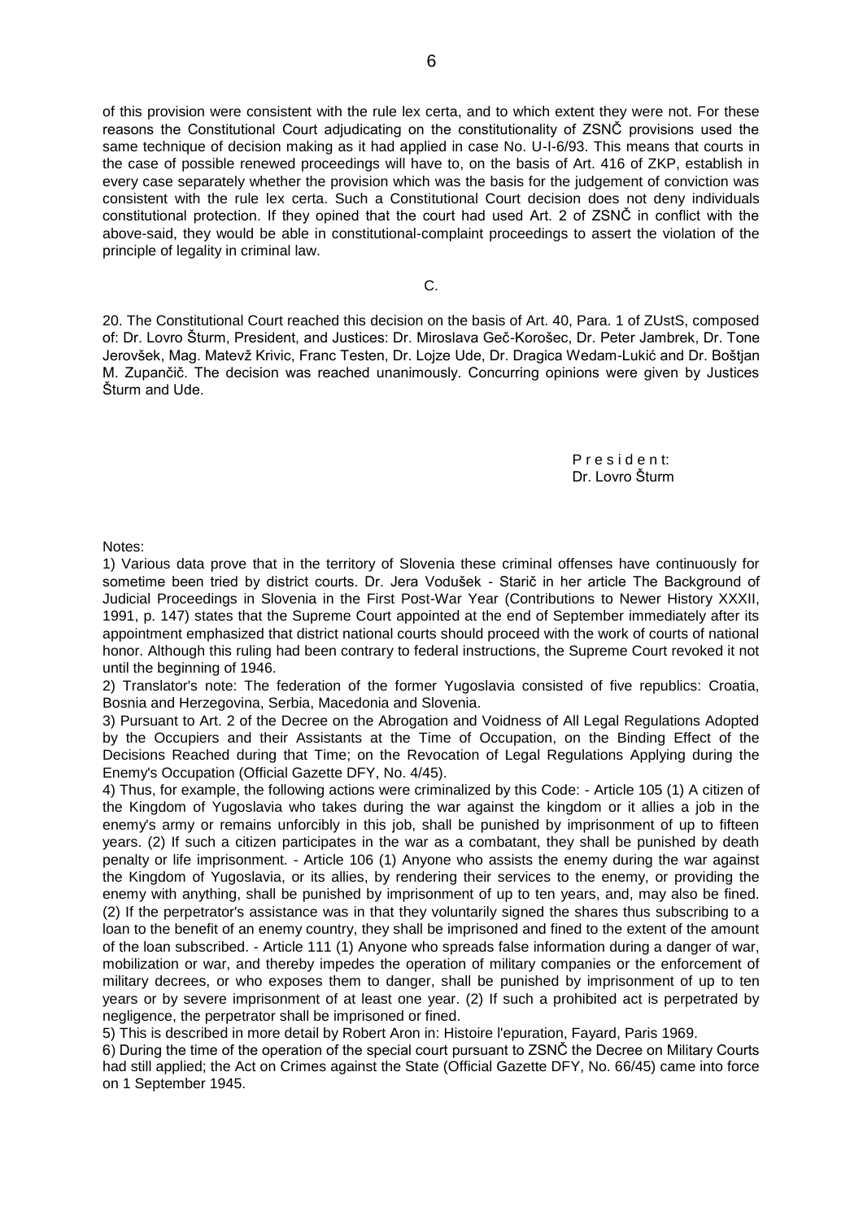of this provision were consistent with the rule lex certa, and to which extent they were not. For these reasons the Constitutional Court adjudicating on the constitutionality of ZSNČ provisions used the same technique of decision making as it had applied in case No. U-I-6/93. This means that courts in the case of possible renewed proceedings will have to, on the basis of Art. 416 of ZKP, establish in every case separately whether the provision which was the basis for the judgement of conviction was consistent with the rule lex certa. Such a Constitutional Court decision does not deny individuals constitutional protection. If they opined that the court had used Art. 2 of ZSNČ in conflict with the above-said, they would be able in constitutional-complaint proceedings to assert the violation of the principle of legality in criminal law.

C.

20. The Constitutional Court reached this decision on the basis of Art. 40, Para. 1 of ZUstS, composed of: Dr. Lovro Šturm, President, and Justices: Dr. Miroslava Geč-Korošec, Dr. Peter Jambrek, Dr. Tone Jerovšek, Mag. Matevž Krivic, Franc Testen, Dr. Lojze Ude, Dr. Dragica Wedam-Lukić and Dr. Boštjan M. Zupančič. The decision was reached unanimously. Concurring opinions were given by Justices Šturm and Ude.

P r e s i d e n t:
Dr. Lovro Šturm

Notes:

1) Various data prove that in the territory of Slovenia these criminal offenses have continuously for sometime been tried by district courts. Dr. Jera Vodušek - Starič in her article The Background of Judicial Proceedings in Slovenia in the First Post-War Year (Contributions to Newer History XXXII, 1991, p. 147) states that the Supreme Court appointed at the end of September immediately after its appointment emphasized that district national courts should proceed with the work of courts of national honor. Although this ruling had been contrary to federal instructions, the Supreme Court revoked it not until the beginning of 1946.

2) Translator's note: The federation of the former Yugoslavia consisted of five republics: Croatia, Bosnia and Herzegovina, Serbia, Macedonia and Slovenia.

3) Pursuant to Art. 2 of the Decree on the Abrogation and Voidness of All Legal Regulations Adopted by the Occupiers and their Assistants at the Time of Occupation, on the Binding Effect of the Decisions Reached during that Time; on the Revocation of Legal Regulations Applying during the Enemy's Occupation (Official Gazette DFY, No. 4/45).

4) Thus, for example, the following actions were criminalized by this Code: - Article 105 (1) A citizen of the Kingdom of Yugoslavia who takes during the war against the kingdom or it allies a job in the enemy's army or remains unforcibly in this job, shall be punished by imprisonment of up to fifteen years. (2) If such a citizen participates in the war as a combatant, they shall be punished by death penalty or life imprisonment. - Article 106 (1) Anyone who assists the enemy during the war against the Kingdom of Yugoslavia, or its allies, by rendering their services to the enemy, or providing the enemy with anything, shall be punished by imprisonment of up to ten years, and, may also be fined. (2) If the perpetrator's assistance was in that they voluntarily signed the shares thus subscribing to a loan to the benefit of an enemy country, they shall be imprisoned and fined to the extent of the amount of the loan subscribed. - Article 111 (1) Anyone who spreads false information during a danger of war, mobilization or war, and thereby impedes the operation of military companies or the enforcement of military decrees, or who exposes them to danger, shall be punished by imprisonment of up to ten years or by severe imprisonment of at least one year. (2) If such a prohibited act is perpetrated by negligence, the perpetrator shall be imprisoned or fined.

5) This is described in more detail by Robert Aron in: Histoire l'epuration, Fayard, Paris 1969.

6) During the time of the operation of the special court pursuant to ZSNČ the Decree on Military Courts had still applied; the Act on Crimes against the State (Official Gazette DFY, No. 66/45) came into force on 1 September 1945.